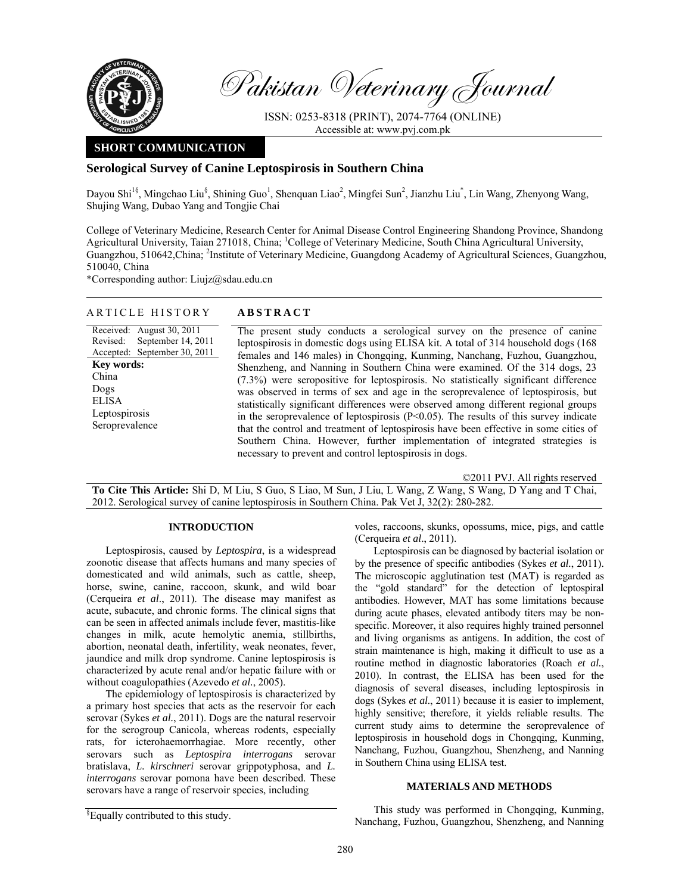# Pakistan Veterinary Journal

ISSN: 0253-8318 (PRINT), 2074-7764 (ONLINE)
Accessible at: www.pvj.com.pk

**SHORT COMMUNICATION**

## Serological Survey of Canine Leptospirosis in Southern China

Dayou Shi[1§], Mingchao Liu[§], Shining Guo[1], Shenquan Liao[2], Mingfei Sun[2], Jianzhu Liu[*], Lin Wang, Zhenyong Wang, Shujing Wang, Dubao Yang and Tongjie Chai

College of Veterinary Medicine, Research Center for Animal Disease Control Engineering Shandong Province, Shandong Agricultural University, Taian 271018, China; [1]College of Veterinary Medicine, South China Agricultural University, Guangzhou, 510642,China; [2]Institute of Veterinary Medicine, Guangdong Academy of Agricultural Sciences, Guangzhou, 510040, China

*Corresponding author: Liujz@sdau.edu.cn

**ARTICLE HISTORY**

Received: August 30, 2011
Revised: September 14, 2011
Accepted: September 30, 2011

**Key words:**
China
Dogs
ELISA
Leptospirosis
Seroprevalence

**ABSTRACT**

The present study conducts a serological survey on the presence of canine leptospirosis in domestic dogs using ELISA kit. A total of 314 household dogs (168 females and 146 males) in Chongqing, Kunming, Nanchang, Fuzhou, Guangzhou, Shenzheng, and Nanning in Southern China were examined. Of the 314 dogs, 23 (7.3%) were seropositive for leptospirosis. No statistically significant difference was observed in terms of sex and age in the seroprevalence of leptospirosis, but statistically significant differences were observed among different regional groups in the seroprevalence of leptospirosis ($P<0.05$). The results of this survey indicate that the control and treatment of leptospirosis have been effective in some cities of Southern China. However, further implementation of integrated strategies is necessary to prevent and control leptospirosis in dogs.

©2011 PVJ. All rights reserved

**To Cite This Article:** Shi D, M Liu, S Guo, S Liao, M Sun, J Liu, L Wang, Z Wang, S Wang, D Yang and T Chai, 2012. Serological survey of canine leptospirosis in Southern China. Pak Vet J, 32(2): 280-282.

## INTRODUCTION

Leptospirosis, caused by *Leptospira*, is a widespread zoonotic disease that affects humans and many species of domesticated and wild animals, such as cattle, sheep, horse, swine, canine, raccoon, skunk, and wild boar (Cerqueira *et al*., 2011). The disease may manifest as acute, subacute, and chronic forms. The clinical signs that can be seen in affected animals include fever, mastitis-like changes in milk, acute hemolytic anemia, stillbirths, abortion, neonatal death, infertility, weak neonates, fever, jaundice and milk drop syndrome. Canine leptospirosis is characterized by acute renal and/or hepatic failure with or without coagulopathies (Azevedo *et al*., 2005).

The epidemiology of leptospirosis is characterized by a primary host species that acts as the reservoir for each serovar (Sykes *et al*., 2011). Dogs are the natural reservoir for the serogroup Canicola, whereas rodents, especially rats, for icterohaemorrhagiae. More recently, other serovars such as *Leptospira interrogans* serovar bratislava, *L. kirschneri* serovar grippotyphosa, and *L. interrogans* serovar pomona have been described. These serovars have a range of reservoir species, including voles, raccoons, skunks, opossums, mice, pigs, and cattle (Cerqueira *et al*., 2011).

Leptospirosis can be diagnosed by bacterial isolation or by the presence of specific antibodies (Sykes *et al*., 2011). The microscopic agglutination test (MAT) is regarded as the "gold standard" for the detection of leptospiral antibodies. However, MAT has some limitations because during acute phases, elevated antibody titers may be non-specific. Moreover, it also requires highly trained personnel and living organisms as antigens. In addition, the cost of strain maintenance is high, making it difficult to use as a routine method in diagnostic laboratories (Roach *et al*., 2010). In contrast, the ELISA has been used for the diagnosis of several diseases, including leptospirosis in dogs (Sykes *et al*., 2011) because it is easier to implement, highly sensitive; therefore, it yields reliable results. The current study aims to determine the seroprevalence of leptospirosis in household dogs in Chongqing, Kunming, Nanchang, Fuzhou, Guangzhou, Shenzheng, and Nanning in Southern China using ELISA test.

## MATERIALS AND METHODS

This study was performed in Chongqing, Kunming, Nanchang, Fuzhou, Guangzhou, Shenzheng, and Nanning

[§]Equally contributed to this study.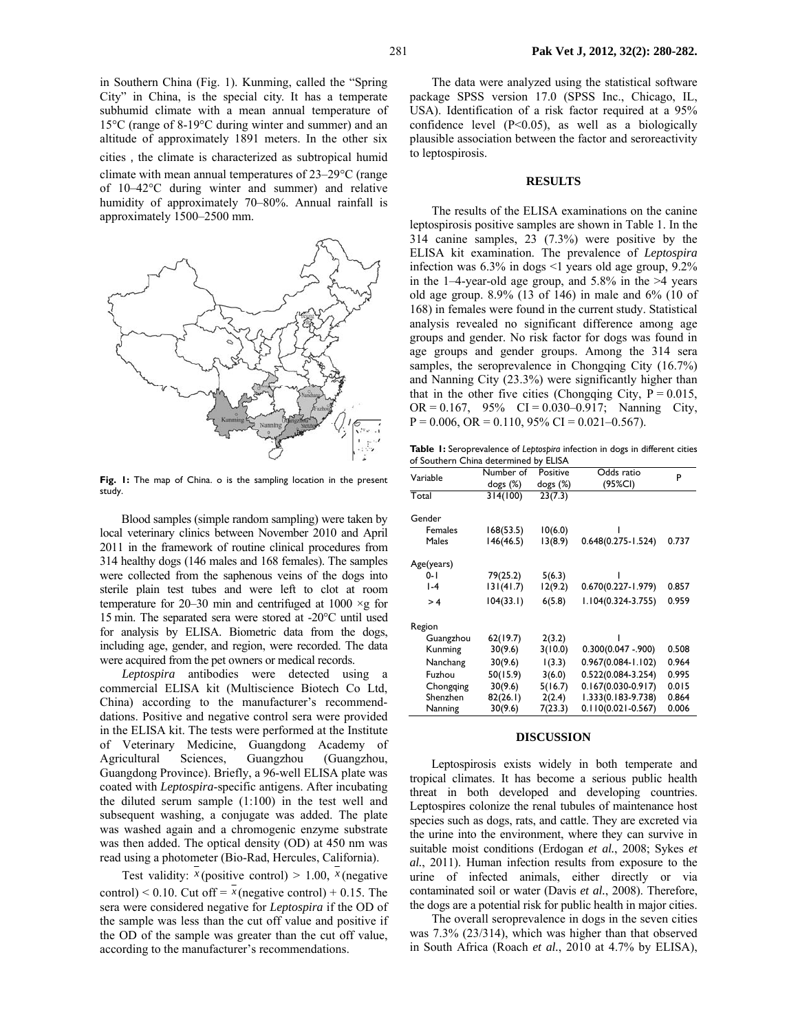in Southern China (Fig. 1). Kunming, called the "Spring City" in China, is the special city. It has a temperate subhumid climate with a mean annual temperature of 15°C (range of 8-19°C during winter and summer) and an altitude of approximately 1891 meters. In the other six cities , the climate is characterized as subtropical humid climate with mean annual temperatures of 23–29°C (range of 10–42°C during winter and summer) and relative humidity of approximately 70–80%. Annual rainfall is approximately 1500–2500 mm.

**Fig. 1:** The map of China. o is the sampling location in the present study.

Blood samples (simple random sampling) were taken by local veterinary clinics between November 2010 and April 2011 in the framework of routine clinical procedures from 314 healthy dogs (146 males and 168 females). The samples were collected from the saphenous veins of the dogs into sterile plain test tubes and were left to clot at room temperature for 20–30 min and centrifuged at 1000 ×g for 15 min. The separated sera were stored at -20°C until used for analysis by ELISA. Biometric data from the dogs, including age, gender, and region, were recorded. The data were acquired from the pet owners or medical records.

*Leptospira* antibodies were detected using a commercial ELISA kit (Multiscience Biotech Co Ltd, China) according to the manufacturer's recommendations. Positive and negative control sera were provided in the ELISA kit. The tests were performed at the Institute of Veterinary Medicine, Guangdong Academy of Agricultural Sciences, Guangzhou (Guangzhou, Guangdong Province). Briefly, a 96-well ELISA plate was coated with *Leptospira*-specific antigens. After incubating the diluted serum sample (1:100) in the test well and subsequent washing, a conjugate was added. The plate was washed again and a chromogenic enzyme substrate was then added. The optical density (OD) at 450 nm was read using a photometer (Bio-Rad, Hercules, California).

Test validity: $\bar{x}$(positive control) > 1.00, $\bar{x}$(negative control) < 0.10. Cut off = $\bar{x}$(negative control) + 0.15. The sera were considered negative for *Leptospira* if the OD of the sample was less than the cut off value and positive if the OD of the sample was greater than the cut off value, according to the manufacturer's recommendations.

The data were analyzed using the statistical software package SPSS version 17.0 (SPSS Inc., Chicago, IL, USA). Identification of a risk factor required at a 95% confidence level (P<0.05), as well as a biologically plausible association between the factor and seroreactivity to leptospirosis.

## RESULTS

The results of the ELISA examinations on the canine leptospirosis positive samples are shown in Table 1. In the 314 canine samples, 23 (7.3%) were positive by the ELISA kit examination. The prevalence of *Leptospira* infection was 6.3% in dogs <1 years old age group, 9.2% in the 1–4-year-old age group, and 5.8% in the >4 years old age group. 8.9% (13 of 146) in male and 6% (10 of 168) in females were found in the current study. Statistical analysis revealed no significant difference among age groups and gender. No risk factor for dogs was found in age groups and gender groups. Among the 314 sera samples, the seroprevalence in Chongqing City (16.7%) and Nanning City (23.3%) were significantly higher than that in the other five cities (Chongqing City, P = 0.015, OR = 0.167, 95% CI = 0.030–0.917; Nanning City, P = 0.006, OR = 0.110, 95% CI = 0.021–0.567).

**Table 1:** Seroprevalence of *Leptospira* infection in dogs in different cities of Southern China determined by ELISA

| Variable | Number of dogs (%) | Positive dogs (%) | Odds ratio (95%CI) | P |
|---|---|---|---|---|
| Total | 314(100) | 23(7.3) | | |
| Gender | | | | |
| Females | 168(53.5) | 10(6.0) | 1 | |
| Males | 146(46.5) | 13(8.9) | 0.648(0.275-1.524) | 0.737 |
| Age(years) | | | | |
| 0-1 | 79(25.2) | 5(6.3) | 1 | |
| 1-4 | 131(41.7) | 12(9.2) | 0.670(0.227-1.979) | 0.857 |
| > 4 | 104(33.1) | 6(5.8) | 1.104(0.324-3.755) | 0.959 |
| Region | | | | |
| Guangzhou | 62(19.7) | 2(3.2) | 1 | |
| Kunming | 30(9.6) | 3(10.0) | 0.300(0.047 -.900) | 0.508 |
| Nanchang | 30(9.6) | 1(3.3) | 0.967(0.084-1.102) | 0.964 |
| Fuzhou | 50(15.9) | 3(6.0) | 0.522(0.084-3.254) | 0.995 |
| Chongqing | 30(9.6) | 5(16.7) | 0.167(0.030-0.917) | 0.015 |
| Shenzhen | 82(26.1) | 2(2.4) | 1.333(0.183-9.738) | 0.864 |
| Nanning | 30(9.6) | 7(23.3) | 0.110(0.021-0.567) | 0.006 |

## DISCUSSION

Leptospirosis exists widely in both temperate and tropical climates. It has become a serious public health threat in both developed and developing countries. Leptospires colonize the renal tubules of maintenance host species such as dogs, rats, and cattle. They are excreted via the urine into the environment, where they can survive in suitable moist conditions (Erdogan *et al.*, 2008; Sykes *et al.*, 2011). Human infection results from exposure to the urine of infected animals, either directly or via contaminated soil or water (Davis *et al.*, 2008). Therefore, the dogs are a potential risk for public health in major cities.

The overall seroprevalence in dogs in the seven cities was 7.3% (23/314), which was higher than that observed in South Africa (Roach *et al.*, 2010 at 4.7% by ELISA),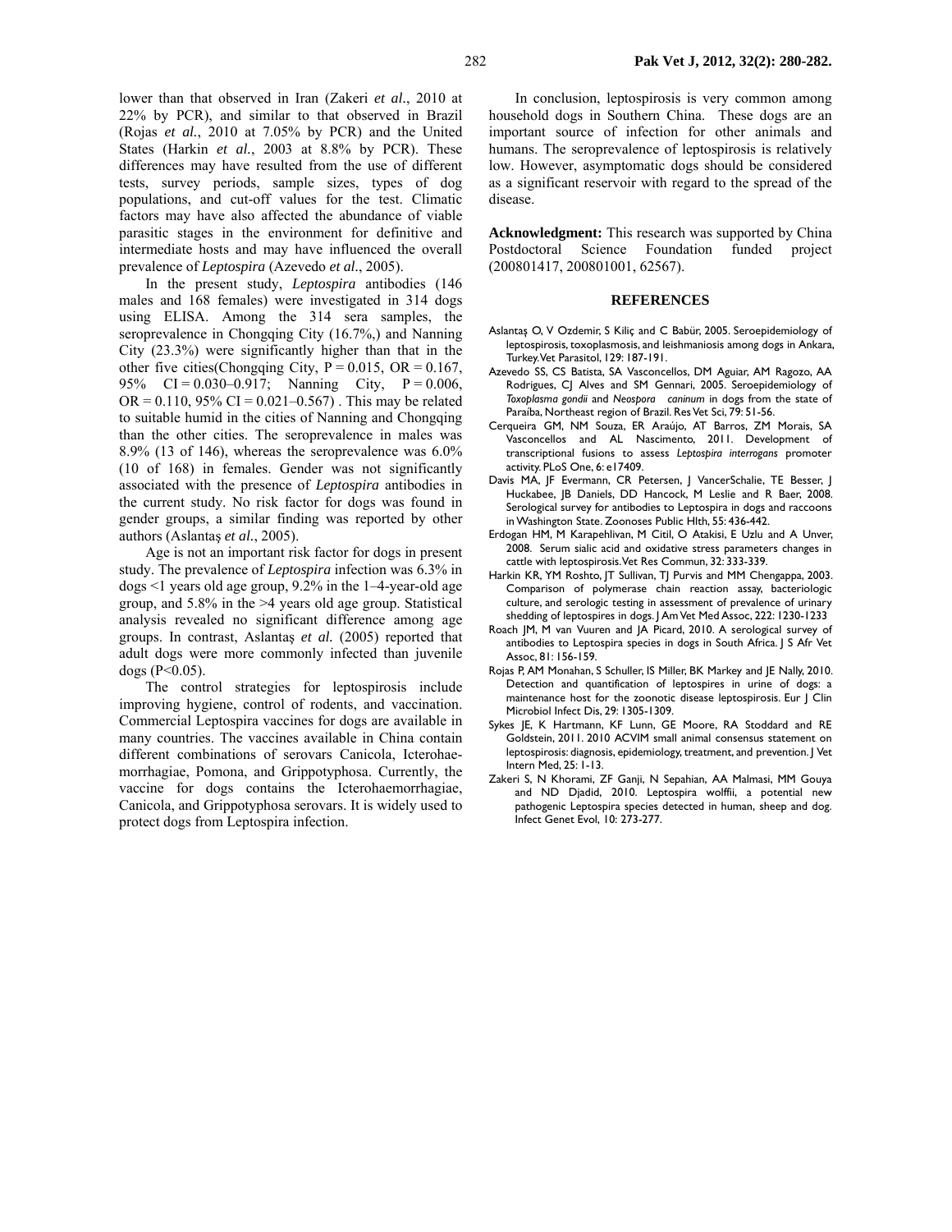lower than that observed in Iran (Zakeri *et al*., 2010 at 22% by PCR), and similar to that observed in Brazil (Rojas *et al.*, 2010 at 7.05% by PCR) and the United States (Harkin *et al.*, 2003 at 8.8% by PCR). These differences may have resulted from the use of different tests, survey periods, sample sizes, types of dog populations, and cut-off values for the test. Climatic factors may have also affected the abundance of viable parasitic stages in the environment for definitive and intermediate hosts and may have influenced the overall prevalence of *Leptospira* (Azevedo *et al*., 2005).

In the present study, *Leptospira* antibodies (146 males and 168 females) were investigated in 314 dogs using ELISA. Among the 314 sera samples, the seroprevalence in Chongqing City (16.7%,) and Nanning City (23.3%) were significantly higher than that in the other five cities(Chongqing City, P = 0.015, OR = 0.167, 95% CI = 0.030–0.917; Nanning City, P = 0.006, OR = 0.110, 95% CI = 0.021–0.567) . This may be related to suitable humid in the cities of Nanning and Chongqing than the other cities. The seroprevalence in males was 8.9% (13 of 146), whereas the seroprevalence was 6.0% (10 of 168) in females. Gender was not significantly associated with the presence of *Leptospira* antibodies in the current study. No risk factor for dogs was found in gender groups, a similar finding was reported by other authors (Aslantaş *et al.*, 2005).

Age is not an important risk factor for dogs in present study. The prevalence of *Leptospira* infection was 6.3% in dogs <1 years old age group, 9.2% in the 1–4-year-old age group, and 5.8% in the >4 years old age group. Statistical analysis revealed no significant difference among age groups. In contrast, Aslantaş *et al.* (2005) reported that adult dogs were more commonly infected than juvenile dogs (P<0.05).

The control strategies for leptospirosis include improving hygiene, control of rodents, and vaccination. Commercial Leptospira vaccines for dogs are available in many countries. The vaccines available in China contain different combinations of serovars Canicola, Icterohaemorrhagiae, Pomona, and Grippotyphosa. Currently, the vaccine for dogs contains the Icterohaemorrhagiae, Canicola, and Grippotyphosa serovars. It is widely used to protect dogs from Leptospira infection.

In conclusion, leptospirosis is very common among household dogs in Southern China. These dogs are an important source of infection for other animals and humans. The seroprevalence of leptospirosis is relatively low. However, asymptomatic dogs should be considered as a significant reservoir with regard to the spread of the disease.

**Acknowledgment:** This research was supported by China Postdoctoral Science Foundation funded project (200801417, 200801001, 62567).

## REFERENCES

Aslantaş O, V Ozdemir, S Kiliç and C Babür, 2005. Seroepidemiology of leptospirosis, toxoplasmosis, and leishmaniosis among dogs in Ankara, Turkey. Vet Parasitol, 129: 187-191.

Azevedo SS, CS Batista, SA Vasconcellos, DM Aguiar, AM Ragozo, AA Rodrigues, CJ Alves and SM Gennari, 2005. Seroepidemiology of *Toxoplasma gondii* and *Neospora caninum* in dogs from the state of Paraíba, Northeast region of Brazil. Res Vet Sci, 79: 51-56.

Cerqueira GM, NM Souza, ER Araújo, AT Barros, ZM Morais, SA Vasconcellos and AL Nascimento, 2011. Development of transcriptional fusions to assess *Leptospira interrogans* promoter activity. PLoS One, 6: e17409.

Davis MA, JF Evermann, CR Petersen, J VancerSchalie, TE Besser, J Huckabee, JB Daniels, DD Hancock, M Leslie and R Baer, 2008. Serological survey for antibodies to Leptospira in dogs and raccoons in Washington State. Zoonoses Public Hlth, 55: 436-442.

Erdogan HM, M Karapehlivan, M Citil, O Atakisi, E Uzlu and A Unver, 2008. Serum sialic acid and oxidative stress parameters changes in cattle with leptospirosis. Vet Res Commun, 32: 333-339.

Harkin KR, YM Roshto, JT Sullivan, TJ Purvis and MM Chengappa, 2003. Comparison of polymerase chain reaction assay, bacteriologic culture, and serologic testing in assessment of prevalence of urinary shedding of leptospires in dogs. J Am Vet Med Assoc, 222: 1230-1233

Roach JM, M van Vuuren and JA Picard, 2010. A serological survey of antibodies to Leptospira species in dogs in South Africa. J S Afr Vet Assoc, 81: 156-159.

Rojas P, AM Monahan, S Schuller, IS Miller, BK Markey and JE Nally, 2010. Detection and quantification of leptospires in urine of dogs: a maintenance host for the zoonotic disease leptospirosis. Eur J Clin Microbiol Infect Dis, 29: 1305-1309.

Sykes JE, K Hartmann, KF Lunn, GE Moore, RA Stoddard and RE Goldstein, 2011. 2010 ACVIM small animal consensus statement on leptospirosis: diagnosis, epidemiology, treatment, and prevention. J Vet Intern Med, 25: 1-13.

Zakeri S, N Khorami, ZF Ganji, N Sepahian, AA Malmasi, MM Gouya and ND Djadid, 2010. Leptospira wolffii, a potential new pathogenic Leptospira species detected in human, sheep and dog. Infect Genet Evol, 10: 273-277.